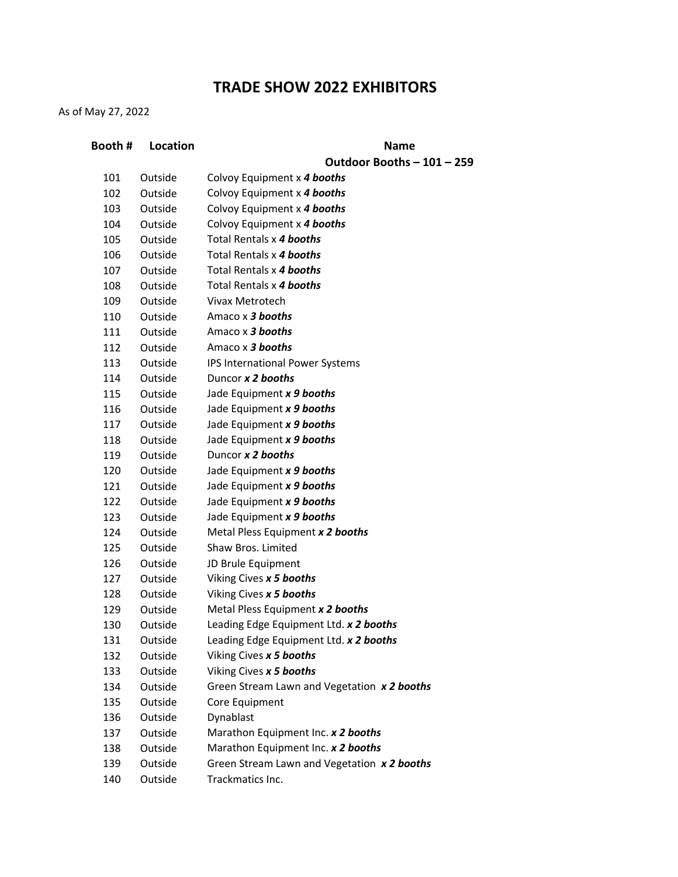# TRADE SHOW 2022 EXHIBITORS

As of May 27, 2022

| Booth # | Location | Name |
|---|---|---|
| | | **Outdoor Booths – 101 – 259** |
| 101 | Outside | Colvoy Equipment x ***4 booths*** |
| 102 | Outside | Colvoy Equipment x ***4 booths*** |
| 103 | Outside | Colvoy Equipment x ***4 booths*** |
| 104 | Outside | Colvoy Equipment x ***4 booths*** |
| 105 | Outside | Total Rentals x ***4 booths*** |
| 106 | Outside | Total Rentals x ***4 booths*** |
| 107 | Outside | Total Rentals x ***4 booths*** |
| 108 | Outside | Total Rentals x ***4 booths*** |
| 109 | Outside | Vivax Metrotech |
| 110 | Outside | Amaco x ***3 booths*** |
| 111 | Outside | Amaco x ***3 booths*** |
| 112 | Outside | Amaco x ***3 booths*** |
| 113 | Outside | IPS International Power Systems |
| 114 | Outside | Duncor ***x 2 booths*** |
| 115 | Outside | Jade Equipment ***x 9 booths*** |
| 116 | Outside | Jade Equipment ***x 9 booths*** |
| 117 | Outside | Jade Equipment ***x 9 booths*** |
| 118 | Outside | Jade Equipment ***x 9 booths*** |
| 119 | Outside | Duncor ***x 2 booths*** |
| 120 | Outside | Jade Equipment ***x 9 booths*** |
| 121 | Outside | Jade Equipment ***x 9 booths*** |
| 122 | Outside | Jade Equipment ***x 9 booths*** |
| 123 | Outside | Jade Equipment ***x 9 booths*** |
| 124 | Outside | Metal Pless Equipment ***x 2 booths*** |
| 125 | Outside | Shaw Bros. Limited |
| 126 | Outside | JD Brule Equipment |
| 127 | Outside | Viking Cives ***x 5 booths*** |
| 128 | Outside | Viking Cives ***x 5 booths*** |
| 129 | Outside | Metal Pless Equipment ***x 2 booths*** |
| 130 | Outside | Leading Edge Equipment Ltd. ***x 2 booths*** |
| 131 | Outside | Leading Edge Equipment Ltd. ***x 2 booths*** |
| 132 | Outside | Viking Cives ***x 5 booths*** |
| 133 | Outside | Viking Cives ***x 5 booths*** |
| 134 | Outside | Green Stream Lawn and Vegetation ***x 2 booths*** |
| 135 | Outside | Core Equipment |
| 136 | Outside | Dynablast |
| 137 | Outside | Marathon Equipment Inc. ***x 2 booths*** |
| 138 | Outside | Marathon Equipment Inc. ***x 2 booths*** |
| 139 | Outside | Green Stream Lawn and Vegetation ***x 2 booths*** |
| 140 | Outside | Trackmatics Inc. |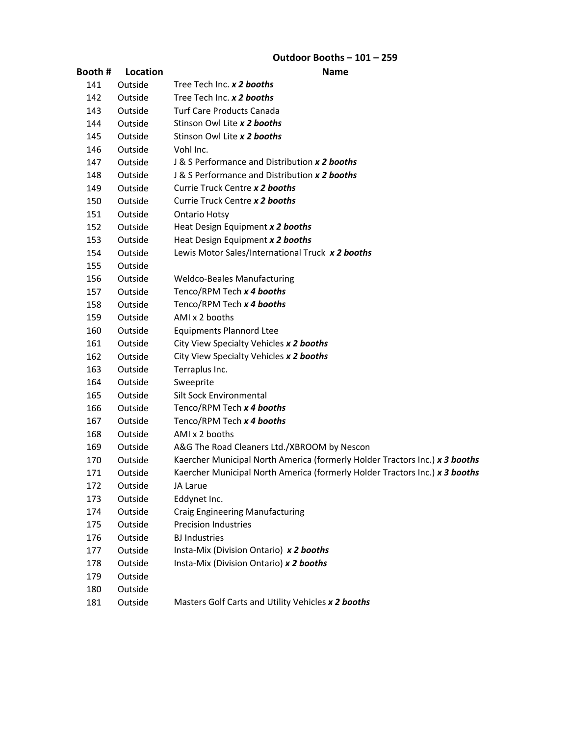### Outdoor Booths – 101 – 259

| Booth # | Location | Name |
|---|---|---|
| 141 | Outside | Tree Tech Inc. ***x 2 booths*** |
| 142 | Outside | Tree Tech Inc. ***x 2 booths*** |
| 143 | Outside | Turf Care Products Canada |
| 144 | Outside | Stinson Owl Lite ***x 2 booths*** |
| 145 | Outside | Stinson Owl Lite ***x 2 booths*** |
| 146 | Outside | Vohl Inc. |
| 147 | Outside | J & S Performance and Distribution ***x 2 booths*** |
| 148 | Outside | J & S Performance and Distribution ***x 2 booths*** |
| 149 | Outside | Currie Truck Centre ***x 2 booths*** |
| 150 | Outside | Currie Truck Centre ***x 2 booths*** |
| 151 | Outside | Ontario Hotsy |
| 152 | Outside | Heat Design Equipment ***x 2 booths*** |
| 153 | Outside | Heat Design Equipment ***x 2 booths*** |
| 154 | Outside | Lewis Motor Sales/International Truck ***x 2 booths*** |
| 155 | Outside | |
| 156 | Outside | Weldco-Beales Manufacturing |
| 157 | Outside | Tenco/RPM Tech ***x 4 booths*** |
| 158 | Outside | Tenco/RPM Tech ***x 4 booths*** |
| 159 | Outside | AMI x 2 booths |
| 160 | Outside | Equipments Plannord Ltee |
| 161 | Outside | City View Specialty Vehicles ***x 2 booths*** |
| 162 | Outside | City View Specialty Vehicles ***x 2 booths*** |
| 163 | Outside | Terraplus Inc. |
| 164 | Outside | Sweeprite |
| 165 | Outside | Silt Sock Environmental |
| 166 | Outside | Tenco/RPM Tech ***x 4 booths*** |
| 167 | Outside | Tenco/RPM Tech ***x 4 booths*** |
| 168 | Outside | AMI x 2 booths |
| 169 | Outside | A&G The Road Cleaners Ltd./XBROOM by Nescon |
| 170 | Outside | Kaercher Municipal North America (formerly Holder Tractors Inc.) ***x 3 booths*** |
| 171 | Outside | Kaercher Municipal North America (formerly Holder Tractors Inc.) ***x 3 booths*** |
| 172 | Outside | JA Larue |
| 173 | Outside | Eddynet Inc. |
| 174 | Outside | Craig Engineering Manufacturing |
| 175 | Outside | Precision Industries |
| 176 | Outside | BJ Industries |
| 177 | Outside | Insta-Mix (Division Ontario) ***x 2 booths*** |
| 178 | Outside | Insta-Mix (Division Ontario) ***x 2 booths*** |
| 179 | Outside | |
| 180 | Outside | |
| 181 | Outside | Masters Golf Carts and Utility Vehicles ***x 2 booths*** |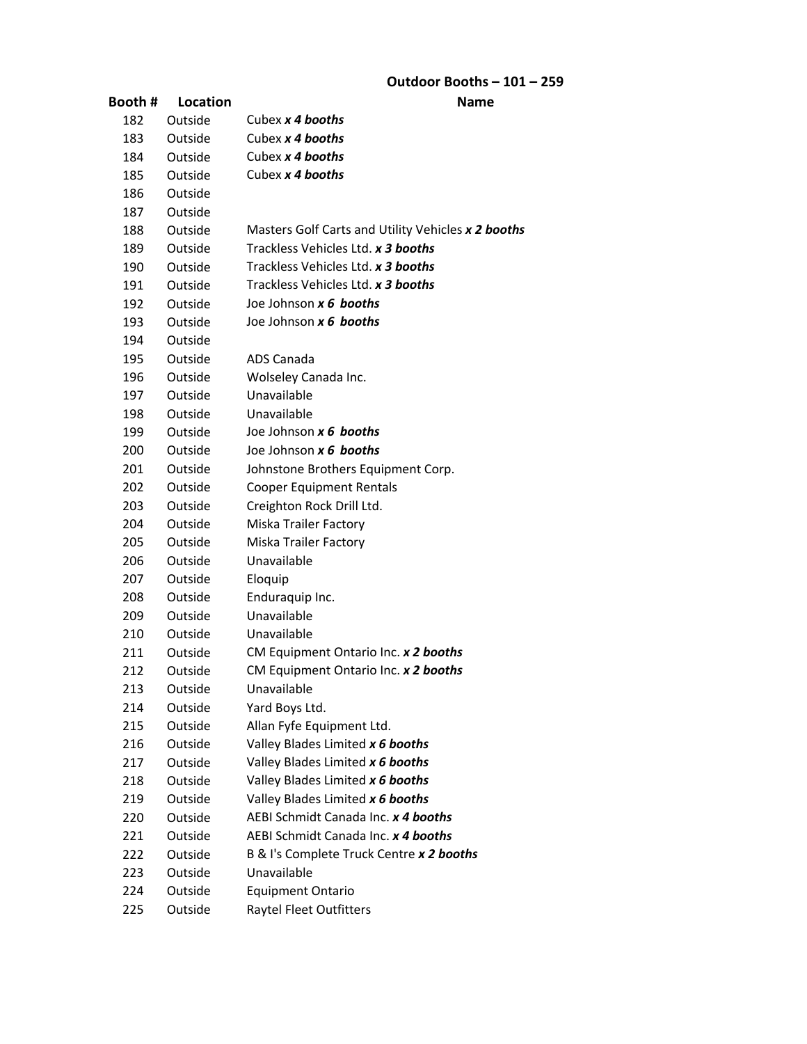## Outdoor Booths – 101 – 259

| Booth # | Location | Name |
|---|---|---|
| 182 | Outside | Cubex ***x 4 booths*** |
| 183 | Outside | Cubex ***x 4 booths*** |
| 184 | Outside | Cubex ***x 4 booths*** |
| 185 | Outside | Cubex ***x 4 booths*** |
| 186 | Outside | |
| 187 | Outside | |
| 188 | Outside | Masters Golf Carts and Utility Vehicles ***x 2 booths*** |
| 189 | Outside | Trackless Vehicles Ltd. ***x 3 booths*** |
| 190 | Outside | Trackless Vehicles Ltd. ***x 3 booths*** |
| 191 | Outside | Trackless Vehicles Ltd. ***x 3 booths*** |
| 192 | Outside | Joe Johnson ***x 6 booths*** |
| 193 | Outside | Joe Johnson ***x 6 booths*** |
| 194 | Outside | |
| 195 | Outside | ADS Canada |
| 196 | Outside | Wolseley Canada Inc. |
| 197 | Outside | Unavailable |
| 198 | Outside | Unavailable |
| 199 | Outside | Joe Johnson ***x 6 booths*** |
| 200 | Outside | Joe Johnson ***x 6 booths*** |
| 201 | Outside | Johnstone Brothers Equipment Corp. |
| 202 | Outside | Cooper Equipment Rentals |
| 203 | Outside | Creighton Rock Drill Ltd. |
| 204 | Outside | Miska Trailer Factory |
| 205 | Outside | Miska Trailer Factory |
| 206 | Outside | Unavailable |
| 207 | Outside | Eloquip |
| 208 | Outside | Enduraquip Inc. |
| 209 | Outside | Unavailable |
| 210 | Outside | Unavailable |
| 211 | Outside | CM Equipment Ontario Inc. ***x 2 booths*** |
| 212 | Outside | CM Equipment Ontario Inc. ***x 2 booths*** |
| 213 | Outside | Unavailable |
| 214 | Outside | Yard Boys Ltd. |
| 215 | Outside | Allan Fyfe Equipment Ltd. |
| 216 | Outside | Valley Blades Limited ***x 6 booths*** |
| 217 | Outside | Valley Blades Limited ***x 6 booths*** |
| 218 | Outside | Valley Blades Limited ***x 6 booths*** |
| 219 | Outside | Valley Blades Limited ***x 6 booths*** |
| 220 | Outside | AEBI Schmidt Canada Inc. ***x 4 booths*** |
| 221 | Outside | AEBI Schmidt Canada Inc. ***x 4 booths*** |
| 222 | Outside | B & I's Complete Truck Centre ***x 2 booths*** |
| 223 | Outside | Unavailable |
| 224 | Outside | Equipment Ontario |
| 225 | Outside | Raytel Fleet Outfitters |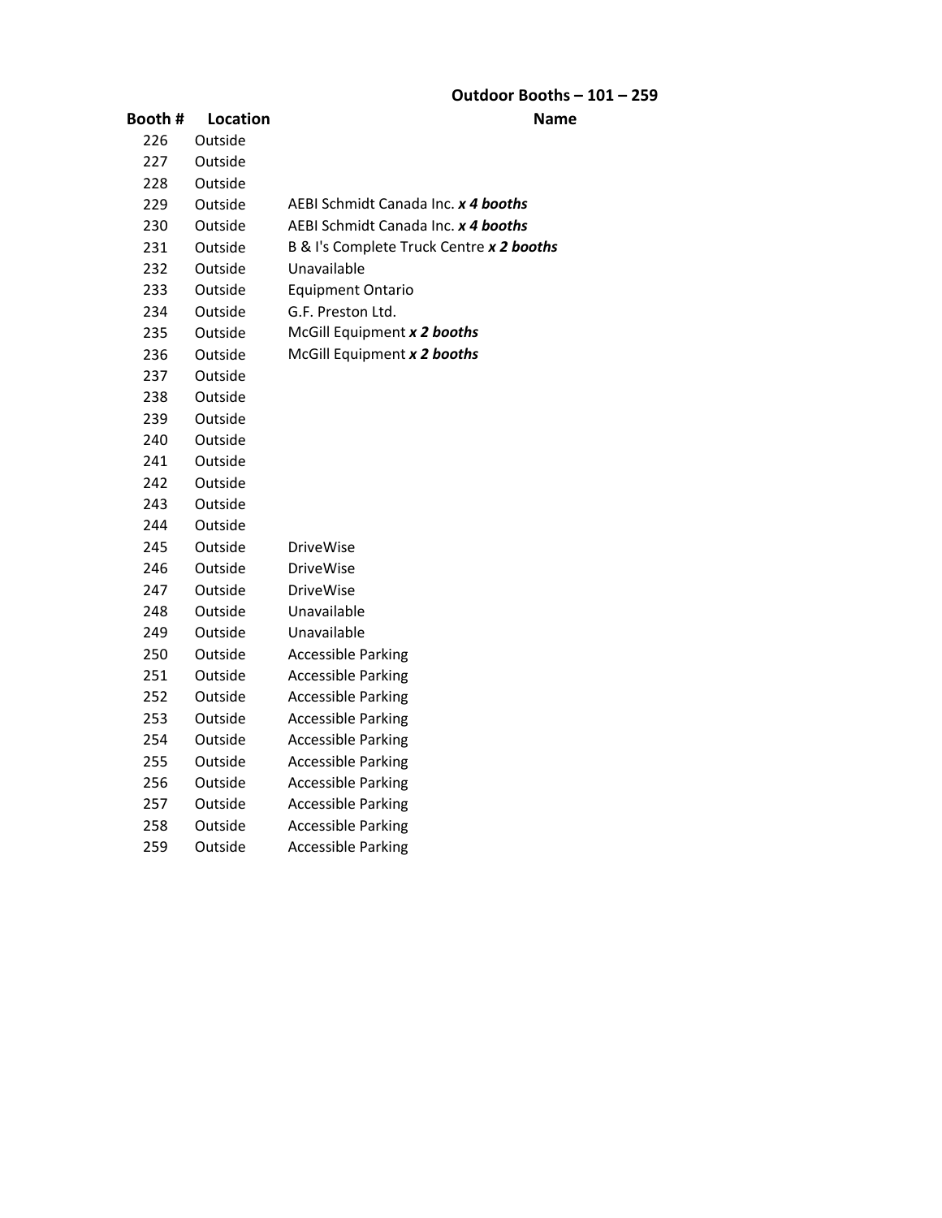**Outdoor Booths – 101 – 259**

| Booth # | Location | Name |
|---|---|---|
| 226 | Outside | |
| 227 | Outside | |
| 228 | Outside | |
| 229 | Outside | AEBI Schmidt Canada Inc. ***x 4 booths*** |
| 230 | Outside | AEBI Schmidt Canada Inc. ***x 4 booths*** |
| 231 | Outside | B & I's Complete Truck Centre ***x 2 booths*** |
| 232 | Outside | Unavailable |
| 233 | Outside | Equipment Ontario |
| 234 | Outside | G.F. Preston Ltd. |
| 235 | Outside | McGill Equipment ***x 2 booths*** |
| 236 | Outside | McGill Equipment ***x 2 booths*** |
| 237 | Outside | |
| 238 | Outside | |
| 239 | Outside | |
| 240 | Outside | |
| 241 | Outside | |
| 242 | Outside | |
| 243 | Outside | |
| 244 | Outside | |
| 245 | Outside | DriveWise |
| 246 | Outside | DriveWise |
| 247 | Outside | DriveWise |
| 248 | Outside | Unavailable |
| 249 | Outside | Unavailable |
| 250 | Outside | Accessible Parking |
| 251 | Outside | Accessible Parking |
| 252 | Outside | Accessible Parking |
| 253 | Outside | Accessible Parking |
| 254 | Outside | Accessible Parking |
| 255 | Outside | Accessible Parking |
| 256 | Outside | Accessible Parking |
| 257 | Outside | Accessible Parking |
| 258 | Outside | Accessible Parking |
| 259 | Outside | Accessible Parking |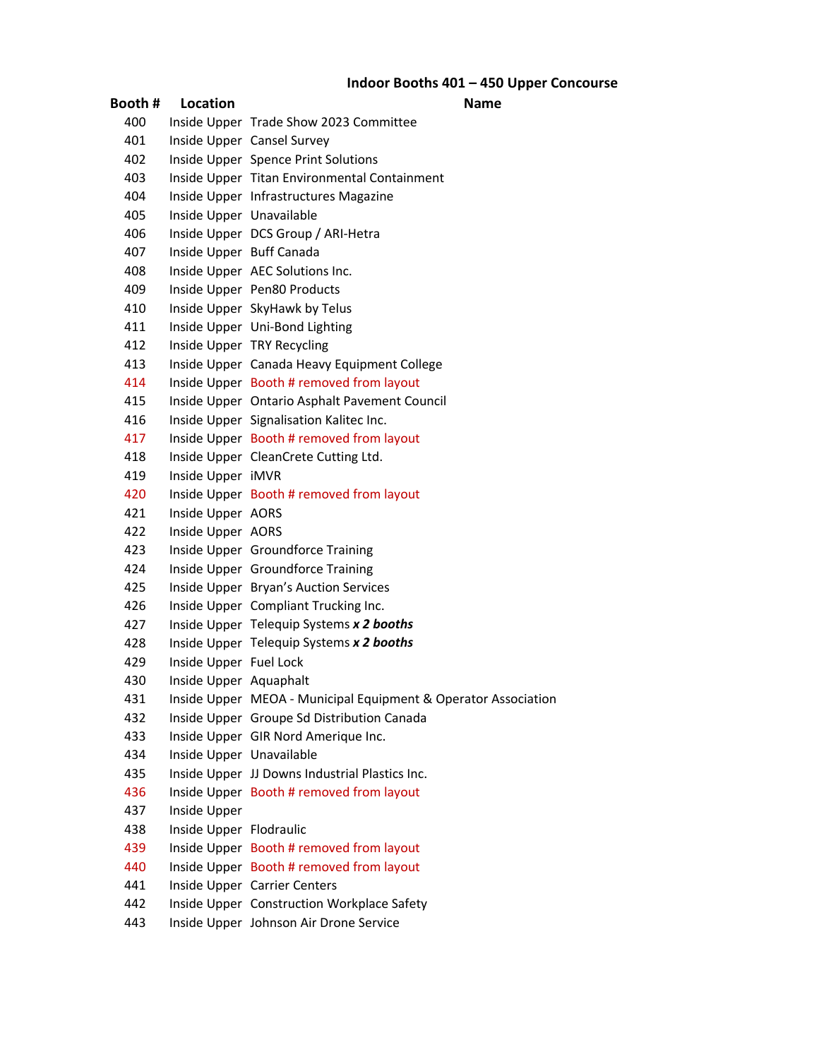## Indoor Booths 401 – 450 Upper Concourse

| Booth # | Location | Name |
|---|---|---|
| 400 | Inside Upper | Trade Show 2023 Committee |
| 401 | Inside Upper | Cansel Survey |
| 402 | Inside Upper | Spence Print Solutions |
| 403 | Inside Upper | Titan Environmental Containment |
| 404 | Inside Upper | Infrastructures Magazine |
| 405 | Inside Upper | Unavailable |
| 406 | Inside Upper | DCS Group / ARI-Hetra |
| 407 | Inside Upper | Buff Canada |
| 408 | Inside Upper | AEC Solutions Inc. |
| 409 | Inside Upper | Pen80 Products |
| 410 | Inside Upper | SkyHawk by Telus |
| 411 | Inside Upper | Uni-Bond Lighting |
| 412 | Inside Upper | TRY Recycling |
| 413 | Inside Upper | Canada Heavy Equipment College |
| 414 | Inside Upper | Booth # removed from layout |
| 415 | Inside Upper | Ontario Asphalt Pavement Council |
| 416 | Inside Upper | Signalisation Kalitec Inc. |
| 417 | Inside Upper | Booth # removed from layout |
| 418 | Inside Upper | CleanCrete Cutting Ltd. |
| 419 | Inside Upper | iMVR |
| 420 | Inside Upper | Booth # removed from layout |
| 421 | Inside Upper | AORS |
| 422 | Inside Upper | AORS |
| 423 | Inside Upper | Groundforce Training |
| 424 | Inside Upper | Groundforce Training |
| 425 | Inside Upper | Bryan's Auction Services |
| 426 | Inside Upper | Compliant Trucking Inc. |
| 427 | Inside Upper | Telequip Systems ***x 2 booths*** |
| 428 | Inside Upper | Telequip Systems ***x 2 booths*** |
| 429 | Inside Upper | Fuel Lock |
| 430 | Inside Upper | Aquaphalt |
| 431 | Inside Upper | MEOA - Municipal Equipment & Operator Association |
| 432 | Inside Upper | Groupe Sd Distribution Canada |
| 433 | Inside Upper | GIR Nord Amerique Inc. |
| 434 | Inside Upper | Unavailable |
| 435 | Inside Upper | JJ Downs Industrial Plastics Inc. |
| 436 | Inside Upper | Booth # removed from layout |
| 437 | Inside Upper | |
| 438 | Inside Upper | Flodraulic |
| 439 | Inside Upper | Booth # removed from layout |
| 440 | Inside Upper | Booth # removed from layout |
| 441 | Inside Upper | Carrier Centers |
| 442 | Inside Upper | Construction Workplace Safety |
| 443 | Inside Upper | Johnson Air Drone Service |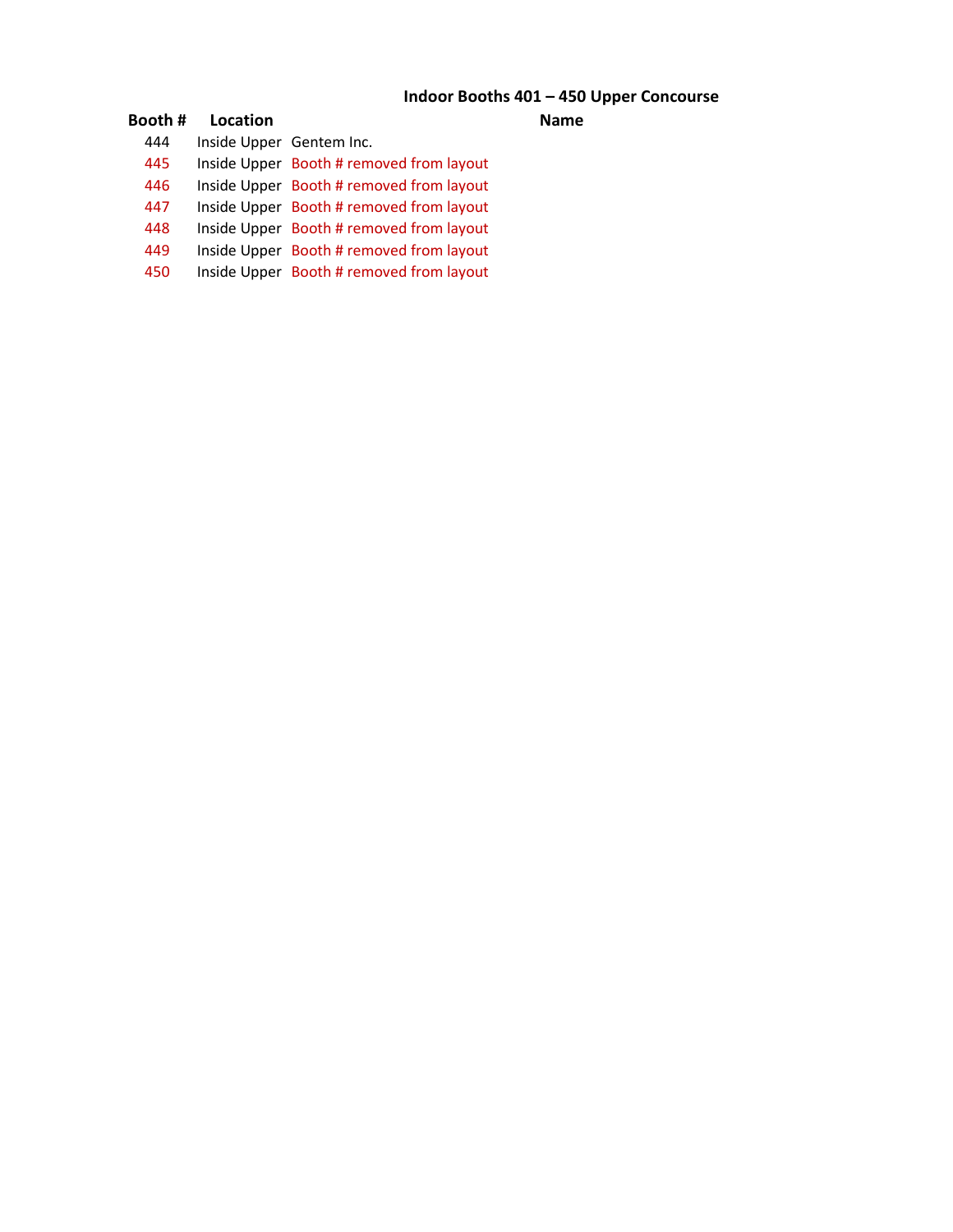## Indoor Booths 401 – 450 Upper Concourse

| Booth # | Location | Name |
|---|---|---|
| 444 | Inside Upper | Gentem Inc. |
| 445 | Inside Upper | Booth # removed from layout |
| 446 | Inside Upper | Booth # removed from layout |
| 447 | Inside Upper | Booth # removed from layout |
| 448 | Inside Upper | Booth # removed from layout |
| 449 | Inside Upper | Booth # removed from layout |
| 450 | Inside Upper | Booth # removed from layout |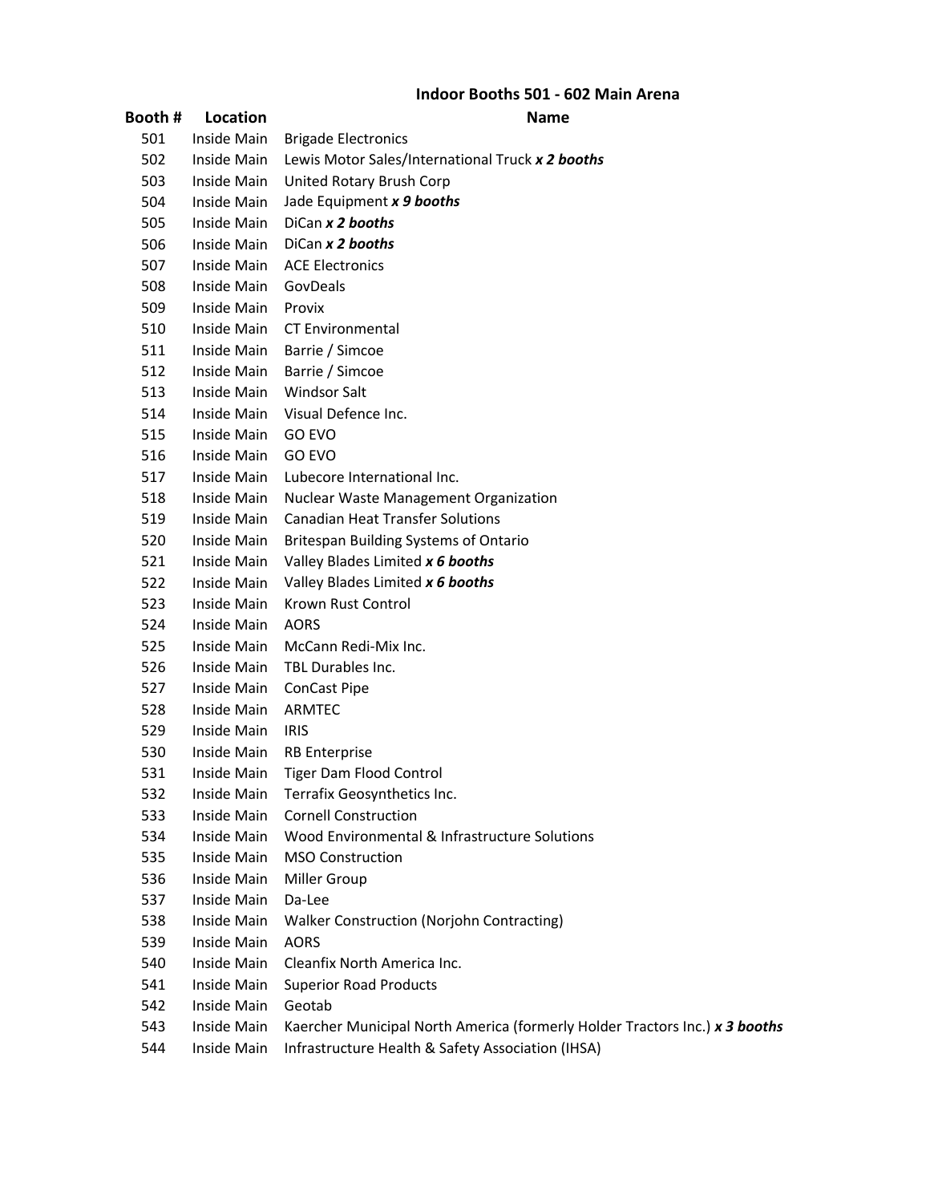## Indoor Booths 501 - 602 Main Arena

| Booth # | Location | Name |
|---|---|---|
| 501 | Inside Main | Brigade Electronics |
| 502 | Inside Main | Lewis Motor Sales/International Truck ***x 2 booths*** |
| 503 | Inside Main | United Rotary Brush Corp |
| 504 | Inside Main | Jade Equipment ***x 9 booths*** |
| 505 | Inside Main | DiCan ***x 2 booths*** |
| 506 | Inside Main | DiCan ***x 2 booths*** |
| 507 | Inside Main | ACE Electronics |
| 508 | Inside Main | GovDeals |
| 509 | Inside Main | Provix |
| 510 | Inside Main | CT Environmental |
| 511 | Inside Main | Barrie / Simcoe |
| 512 | Inside Main | Barrie / Simcoe |
| 513 | Inside Main | Windsor Salt |
| 514 | Inside Main | Visual Defence Inc. |
| 515 | Inside Main | GO EVO |
| 516 | Inside Main | GO EVO |
| 517 | Inside Main | Lubecore International Inc. |
| 518 | Inside Main | Nuclear Waste Management Organization |
| 519 | Inside Main | Canadian Heat Transfer Solutions |
| 520 | Inside Main | Britespan Building Systems of Ontario |
| 521 | Inside Main | Valley Blades Limited ***x 6 booths*** |
| 522 | Inside Main | Valley Blades Limited ***x 6 booths*** |
| 523 | Inside Main | Krown Rust Control |
| 524 | Inside Main | AORS |
| 525 | Inside Main | McCann Redi-Mix Inc. |
| 526 | Inside Main | TBL Durables Inc. |
| 527 | Inside Main | ConCast Pipe |
| 528 | Inside Main | ARMTEC |
| 529 | Inside Main | IRIS |
| 530 | Inside Main | RB Enterprise |
| 531 | Inside Main | Tiger Dam Flood Control |
| 532 | Inside Main | Terrafix Geosynthetics Inc. |
| 533 | Inside Main | Cornell Construction |
| 534 | Inside Main | Wood Environmental & Infrastructure Solutions |
| 535 | Inside Main | MSO Construction |
| 536 | Inside Main | Miller Group |
| 537 | Inside Main | Da-Lee |
| 538 | Inside Main | Walker Construction (Norjohn Contracting) |
| 539 | Inside Main | AORS |
| 540 | Inside Main | Cleanfix North America Inc. |
| 541 | Inside Main | Superior Road Products |
| 542 | Inside Main | Geotab |
| 543 | Inside Main | Kaercher Municipal North America (formerly Holder Tractors Inc.) ***x 3 booths*** |
| 544 | Inside Main | Infrastructure Health & Safety Association (IHSA) |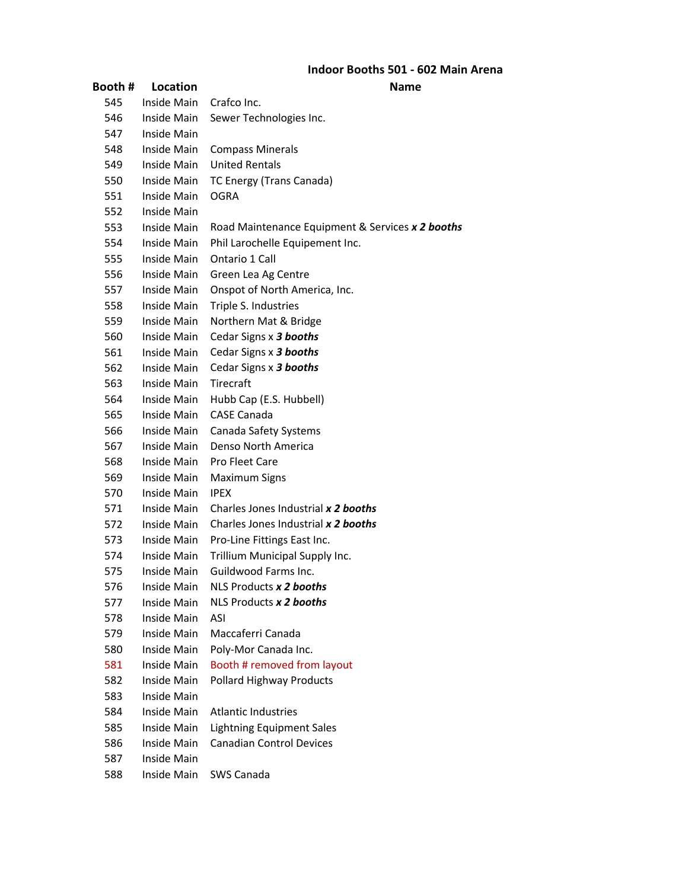### Indoor Booths 501 - 602 Main Arena

| Booth # | Location | Name |
|---|---|---|
| 545 | Inside Main | Crafco Inc. |
| 546 | Inside Main | Sewer Technologies Inc. |
| 547 | Inside Main | |
| 548 | Inside Main | Compass Minerals |
| 549 | Inside Main | United Rentals |
| 550 | Inside Main | TC Energy (Trans Canada) |
| 551 | Inside Main | OGRA |
| 552 | Inside Main | |
| 553 | Inside Main | Road Maintenance Equipment & Services ***x 2 booths*** |
| 554 | Inside Main | Phil Larochelle Equipement Inc. |
| 555 | Inside Main | Ontario 1 Call |
| 556 | Inside Main | Green Lea Ag Centre |
| 557 | Inside Main | Onspot of North America, Inc. |
| 558 | Inside Main | Triple S. Industries |
| 559 | Inside Main | Northern Mat & Bridge |
| 560 | Inside Main | Cedar Signs x ***3 booths*** |
| 561 | Inside Main | Cedar Signs x ***3 booths*** |
| 562 | Inside Main | Cedar Signs x ***3 booths*** |
| 563 | Inside Main | Tirecraft |
| 564 | Inside Main | Hubb Cap (E.S. Hubbell) |
| 565 | Inside Main | CASE Canada |
| 566 | Inside Main | Canada Safety Systems |
| 567 | Inside Main | Denso North America |
| 568 | Inside Main | Pro Fleet Care |
| 569 | Inside Main | Maximum Signs |
| 570 | Inside Main | IPEX |
| 571 | Inside Main | Charles Jones Industrial ***x 2 booths*** |
| 572 | Inside Main | Charles Jones Industrial ***x 2 booths*** |
| 573 | Inside Main | Pro-Line Fittings East Inc. |
| 574 | Inside Main | Trillium Municipal Supply Inc. |
| 575 | Inside Main | Guildwood Farms Inc. |
| 576 | Inside Main | NLS Products ***x 2 booths*** |
| 577 | Inside Main | NLS Products ***x 2 booths*** |
| 578 | Inside Main | ASI |
| 579 | Inside Main | Maccaferri Canada |
| 580 | Inside Main | Poly-Mor Canada Inc. |
| 581 | Inside Main | Booth # removed from layout |
| 582 | Inside Main | Pollard Highway Products |
| 583 | Inside Main | |
| 584 | Inside Main | Atlantic Industries |
| 585 | Inside Main | Lightning Equipment Sales |
| 586 | Inside Main | Canadian Control Devices |
| 587 | Inside Main | |
| 588 | Inside Main | SWS Canada |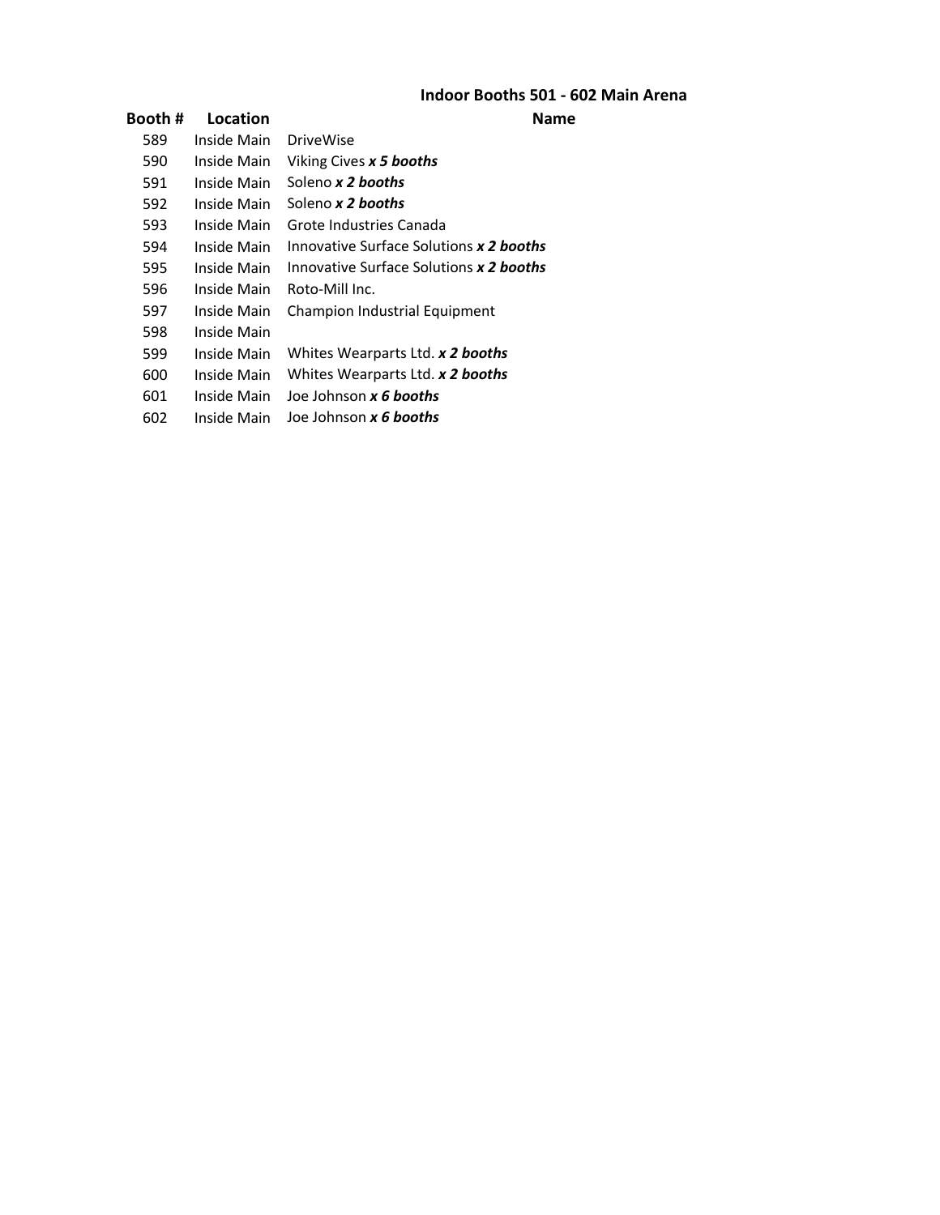**Indoor Booths 501 - 602 Main Arena**

| Booth # | Location | Name |
|---|---|---|
| 589 | Inside Main | DriveWise |
| 590 | Inside Main | Viking Cives ***x 5 booths*** |
| 591 | Inside Main | Soleno ***x 2 booths*** |
| 592 | Inside Main | Soleno ***x 2 booths*** |
| 593 | Inside Main | Grote Industries Canada |
| 594 | Inside Main | Innovative Surface Solutions ***x 2 booths*** |
| 595 | Inside Main | Innovative Surface Solutions ***x 2 booths*** |
| 596 | Inside Main | Roto-Mill Inc. |
| 597 | Inside Main | Champion Industrial Equipment |
| 598 | Inside Main | |
| 599 | Inside Main | Whites Wearparts Ltd. ***x 2 booths*** |
| 600 | Inside Main | Whites Wearparts Ltd. ***x 2 booths*** |
| 601 | Inside Main | Joe Johnson ***x 6 booths*** |
| 602 | Inside Main | Joe Johnson ***x 6 booths*** |